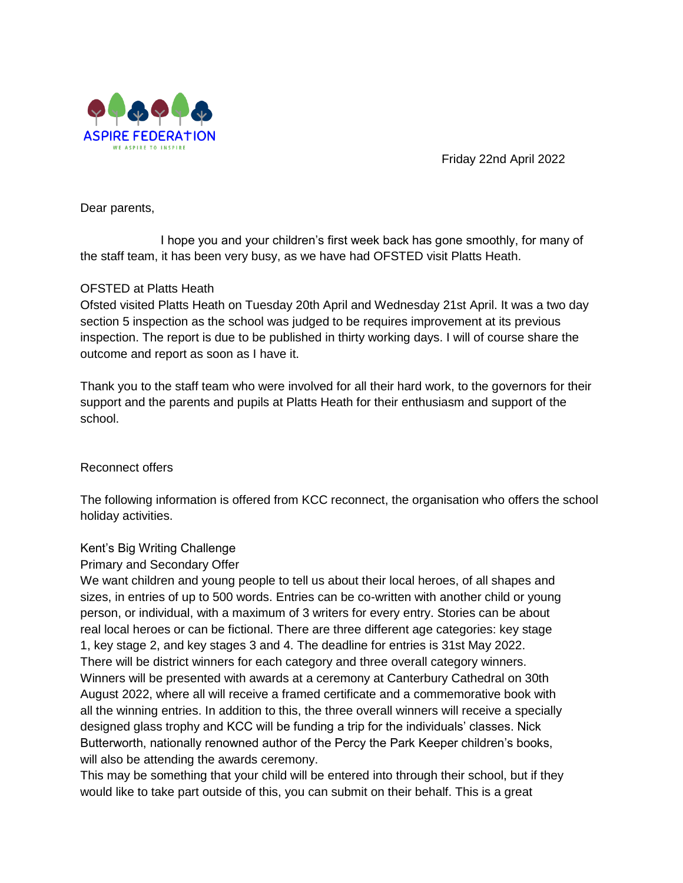ASPIRE FEDERATION

WE ASPIRE TO INSPIRE

Friday 22nd April 2022

Dear parents,

I hope you and your children's first week back has gone smoothly, for many of the staff team, it has been very busy, as we have had OFSTED visit Platts Heath.

OFSTED at Platts Heath

Ofsted visited Platts Heath on Tuesday 20th April and Wednesday 21st April. It was a two day section 5 inspection as the school was judged to be requires improvement at its previous inspection. The report is due to be published in thirty working days. I will of course share the outcome and report as soon as I have it.

Thank you to the staff team who were involved for all their hard work, to the governors for their support and the parents and pupils at Platts Heath for their enthusiasm and support of the school.

Reconnect offers

The following information is offered from KCC reconnect, the organisation who offers the school holiday activities.

Kent's Big Writing Challenge

Primary and Secondary Offer

We want children and young people to tell us about their local heroes, of all shapes and sizes, in entries of up to 500 words. Entries can be co-written with another child or young person, or individual, with a maximum of 3 writers for every entry. Stories can be about real local heroes or can be fictional. There are three different age categories: key stage 1, key stage 2, and key stages 3 and 4. The deadline for entries is 31st May 2022. There will be district winners for each category and three overall category winners. Winners will be presented with awards at a ceremony at Canterbury Cathedral on 30th August 2022, where all will receive a framed certificate and a commemorative book with all the winning entries. In addition to this, the three overall winners will receive a specially designed glass trophy and KCC will be funding a trip for the individuals' classes. Nick Butterworth, nationally renowned author of the Percy the Park Keeper children's books, will also be attending the awards ceremony.

This may be something that your child will be entered into through their school, but if they would like to take part outside of this, you can submit on their behalf. This is a great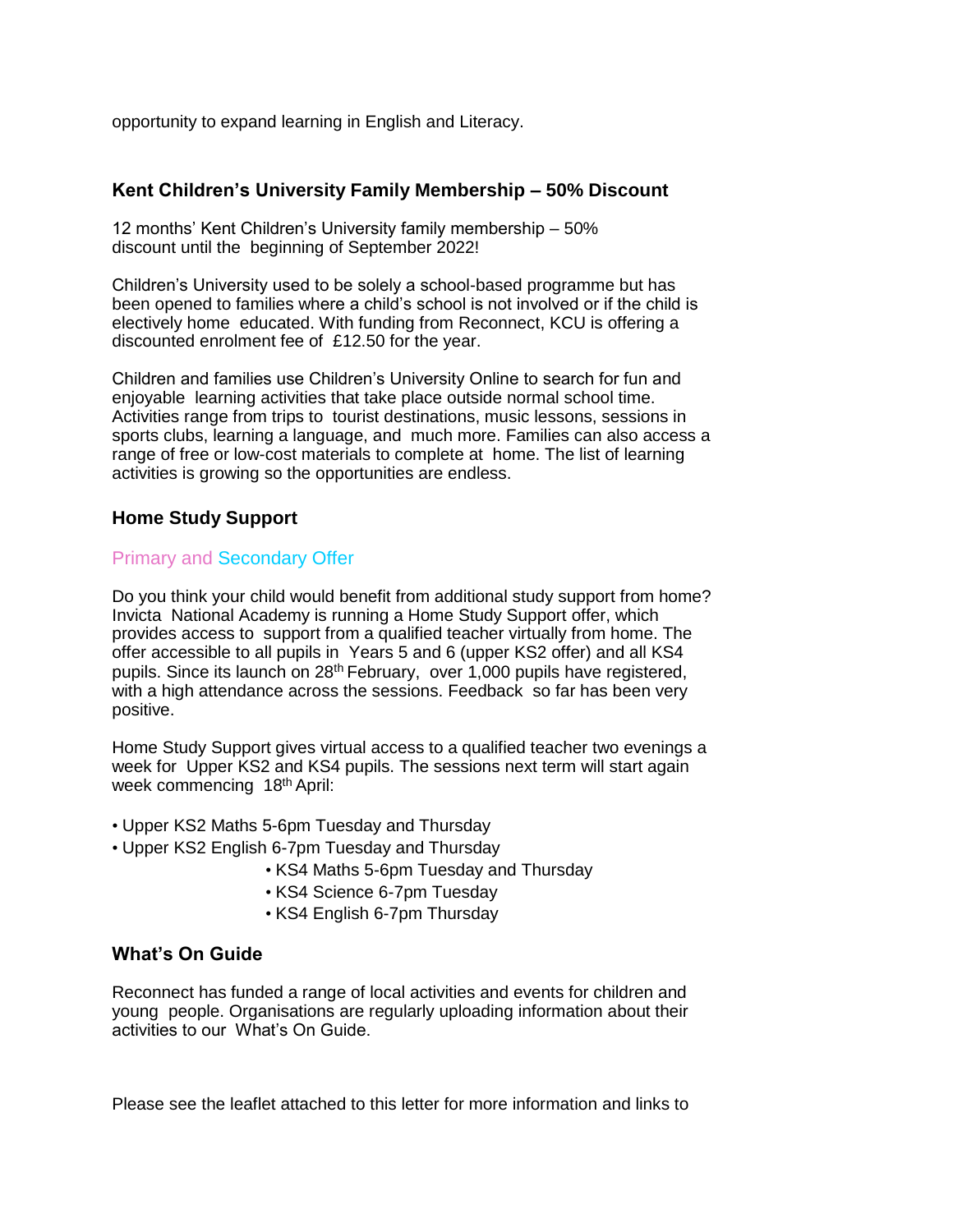opportunity to expand learning in English and Literacy.

## Kent Children's University Family Membership – 50% Discount

12 months' Kent Children's University family membership – 50% discount until the beginning of September 2022!

Children's University used to be solely a school-based programme but has been opened to families where a child's school is not involved or if the child is electively home educated. With funding from Reconnect, KCU is offering a discounted enrolment fee of £12.50 for the year.

Children and families use Children's University Online to search for fun and enjoyable learning activities that take place outside normal school time. Activities range from trips to tourist destinations, music lessons, sessions in sports clubs, learning a language, and much more. Families can also access a range of free or low-cost materials to complete at home. The list of learning activities is growing so the opportunities are endless.

## Home Study Support

### Primary and Secondary Offer

Do you think your child would benefit from additional study support from home? Invicta National Academy is running a Home Study Support offer, which provides access to support from a qualified teacher virtually from home. The offer accessible to all pupils in Years 5 and 6 (upper KS2 offer) and all KS4 pupils. Since its launch on 28th February, over 1,000 pupils have registered, with a high attendance across the sessions. Feedback so far has been very positive.

Home Study Support gives virtual access to a qualified teacher two evenings a week for Upper KS2 and KS4 pupils. The sessions next term will start again week commencing 18th April:

- Upper KS2 Maths 5-6pm Tuesday and Thursday
- Upper KS2 English 6-7pm Tuesday and Thursday
- KS4 Maths 5-6pm Tuesday and Thursday
- KS4 Science 6-7pm Tuesday
- KS4 English 6-7pm Thursday

## What's On Guide

Reconnect has funded a range of local activities and events for children and young people. Organisations are regularly uploading information about their activities to our What's On Guide.

Please see the leaflet attached to this letter for more information and links to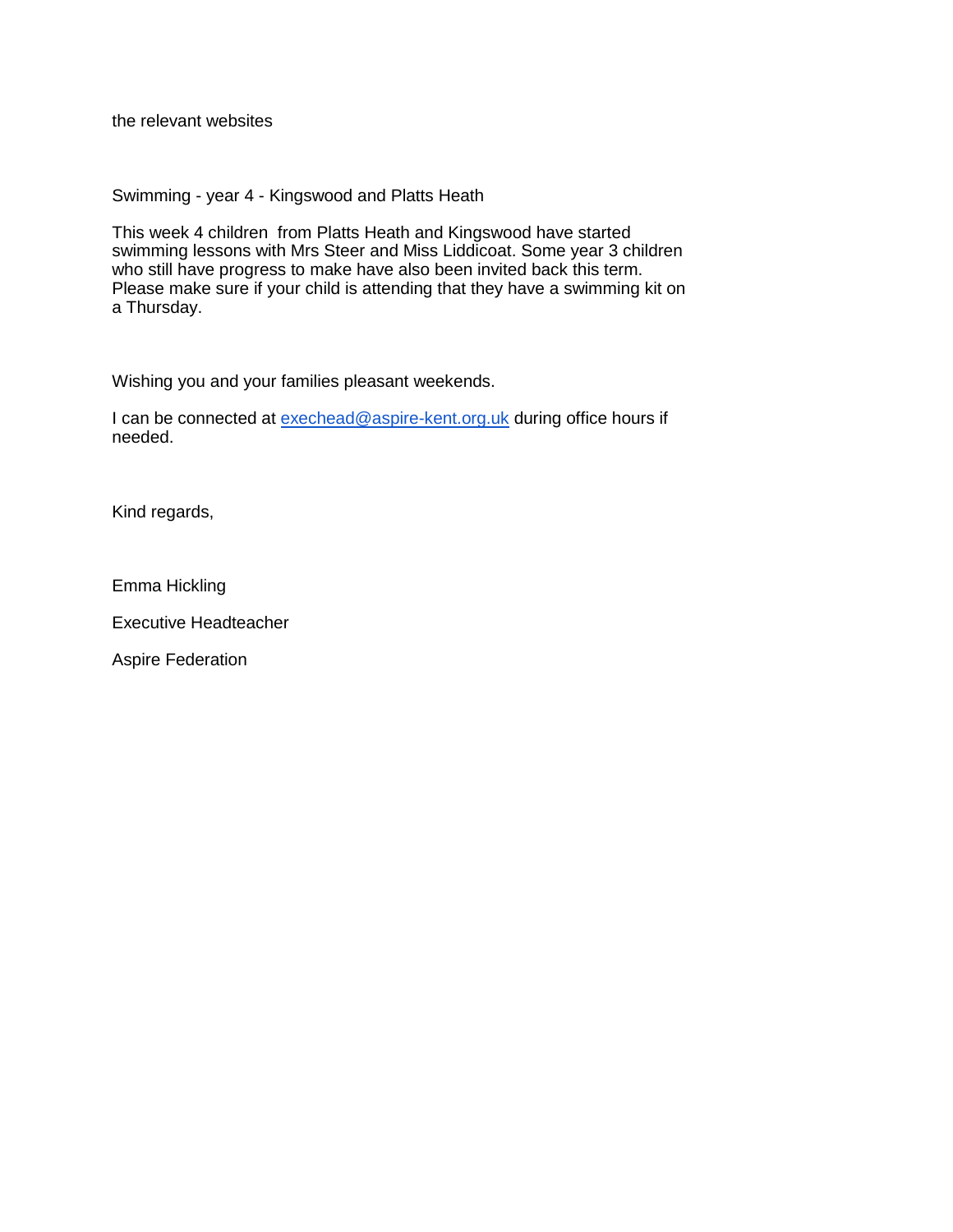the relevant websites

Swimming - year 4 - Kingswood and Platts Heath

This week 4 children from Platts Heath and Kingswood have started swimming lessons with Mrs Steer and Miss Liddicoat. Some year 3 children who still have progress to make have also been invited back this term. Please make sure if your child is attending that they have a swimming kit on a Thursday.

Wishing you and your families pleasant weekends.

I can be connected at [exechead@aspire-kent.org.uk](mailto:exechead@aspire-kent.org.uk) during office hours if needed.

Kind regards,

Emma Hickling

Executive Headteacher

Aspire Federation